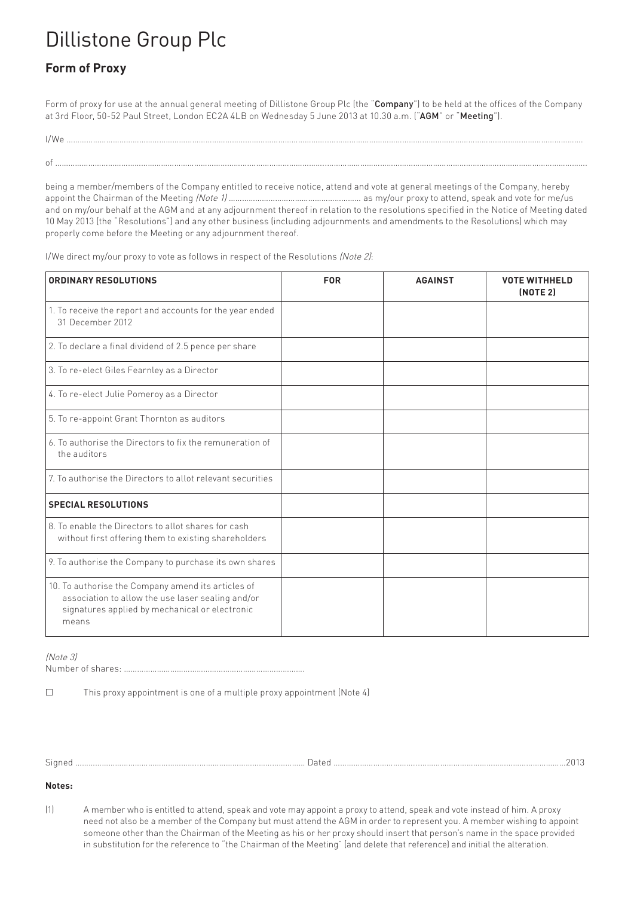# Dillistone Group Plc

## Form of Proxy

Form of proxy for use at the annual general meeting of Dillistone Group Plc (the "**Company**") to be held at the offices of the Company at 3rd Floor, 50-52 Paul Street, London EC2A 4LB on Wednesday 5 June 2013 at 10.30 a.m. ("**AGM**" or "**Meeting**").

I/We ..........................................................................................................................................................................................................................

of ..............................................................................................................................................................................................................................

being a member/members of the Company entitled to receive notice, attend and vote at general meetings of the Company, hereby appoint the Chairman of the Meeting *(Note 1)* ............................................................ as my/our proxy to attend, speak and vote for me/us and on my/our behalf at the AGM and at any adjournment thereof in relation to the resolutions specified in the Notice of Meeting dated 10 May 2013 (the "Resolutions") and any other business (including adjournments and amendments to the Resolutions) which may properly come before the Meeting or any adjournment thereof.

I/We direct my/our proxy to vote as follows in respect of the Resolutions *(Note 2)*:

| **ORDINARY RESOLUTIONS** | **FOR** | **AGAINST** | **VOTE WITHHELD (NOTE 2)** |
|---|---|---|---|
| 1. To receive the report and accounts for the year ended 31 December 2012 | | | |
| 2. To declare a final dividend of 2.5 pence per share | | | |
| 3. To re-elect Giles Fearnley as a Director | | | |
| 4. To re-elect Julie Pomeroy as a Director | | | |
| 5. To re-appoint Grant Thornton as auditors | | | |
| 6. To authorise the Directors to fix the remuneration of the auditors | | | |
| 7. To authorise the Directors to allot relevant securities | | | |
| **SPECIAL RESOLUTIONS** | | | |
| 8. To enable the Directors to allot shares for cash without first offering them to existing shareholders | | | |
| 9. To authorise the Company to purchase its own shares | | | |
| 10. To authorise the Company amend its articles of association to allow the use laser sealing and/or signatures applied by mechanical or electronic means | | | |

*(Note 3)*

Number of shares: .................................................................................

☐ This proxy appointment is one of a multiple proxy appointment (Note 4)

Signed ........................................................................................................ Dated .........................................................................................................2013

**Notes:**

(1) A member who is entitled to attend, speak and vote may appoint a proxy to attend, speak and vote instead of him. A proxy need not also be a member of the Company but must attend the AGM in order to represent you. A member wishing to appoint someone other than the Chairman of the Meeting as his or her proxy should insert that person's name in the space provided in substitution for the reference to "the Chairman of the Meeting" (and delete that reference) and initial the alteration.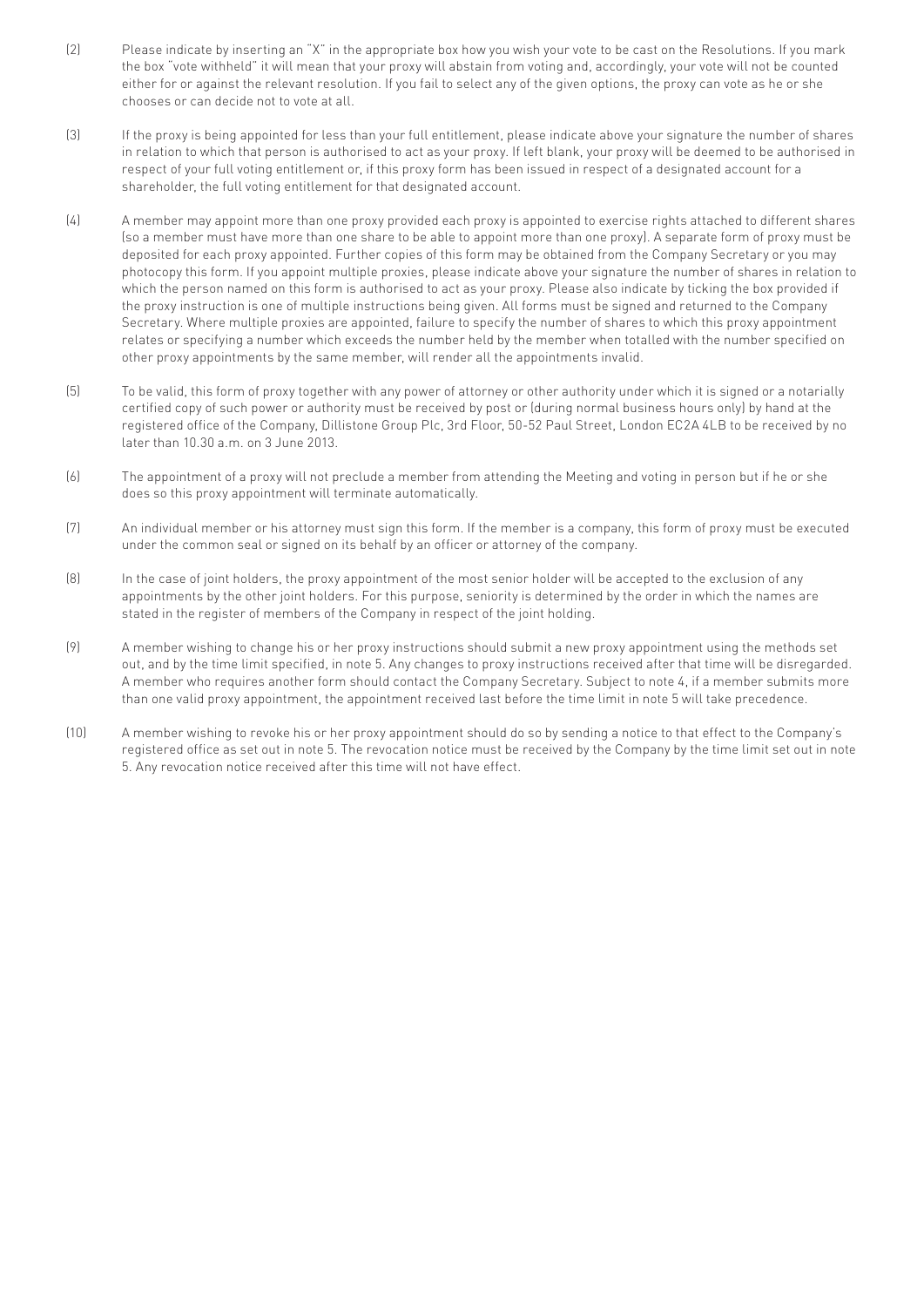(2) Please indicate by inserting an "X" in the appropriate box how you wish your vote to be cast on the Resolutions. If you mark the box "vote withheld" it will mean that your proxy will abstain from voting and, accordingly, your vote will not be counted either for or against the relevant resolution. If you fail to select any of the given options, the proxy can vote as he or she chooses or can decide not to vote at all.

(3) If the proxy is being appointed for less than your full entitlement, please indicate above your signature the number of shares in relation to which that person is authorised to act as your proxy. If left blank, your proxy will be deemed to be authorised in respect of your full voting entitlement or, if this proxy form has been issued in respect of a designated account for a shareholder, the full voting entitlement for that designated account.

(4) A member may appoint more than one proxy provided each proxy is appointed to exercise rights attached to different shares (so a member must have more than one share to be able to appoint more than one proxy). A separate form of proxy must be deposited for each proxy appointed. Further copies of this form may be obtained from the Company Secretary or you may photocopy this form. If you appoint multiple proxies, please indicate above your signature the number of shares in relation to which the person named on this form is authorised to act as your proxy. Please also indicate by ticking the box provided if the proxy instruction is one of multiple instructions being given. All forms must be signed and returned to the Company Secretary. Where multiple proxies are appointed, failure to specify the number of shares to which this proxy appointment relates or specifying a number which exceeds the number held by the member when totalled with the number specified on other proxy appointments by the same member, will render all the appointments invalid.

(5) To be valid, this form of proxy together with any power of attorney or other authority under which it is signed or a notarially certified copy of such power or authority must be received by post or (during normal business hours only) by hand at the registered office of the Company, Dillistone Group Plc, 3rd Floor, 50-52 Paul Street, London EC2A 4LB to be received by no later than 10.30 a.m. on 3 June 2013.

(6) The appointment of a proxy will not preclude a member from attending the Meeting and voting in person but if he or she does so this proxy appointment will terminate automatically.

(7) An individual member or his attorney must sign this form. If the member is a company, this form of proxy must be executed under the common seal or signed on its behalf by an officer or attorney of the company.

(8) In the case of joint holders, the proxy appointment of the most senior holder will be accepted to the exclusion of any appointments by the other joint holders. For this purpose, seniority is determined by the order in which the names are stated in the register of members of the Company in respect of the joint holding.

(9) A member wishing to change his or her proxy instructions should submit a new proxy appointment using the methods set out, and by the time limit specified, in note 5. Any changes to proxy instructions received after that time will be disregarded. A member who requires another form should contact the Company Secretary. Subject to note 4, if a member submits more than one valid proxy appointment, the appointment received last before the time limit in note 5 will take precedence.

(10) A member wishing to revoke his or her proxy appointment should do so by sending a notice to that effect to the Company's registered office as set out in note 5. The revocation notice must be received by the Company by the time limit set out in note 5. Any revocation notice received after this time will not have effect.